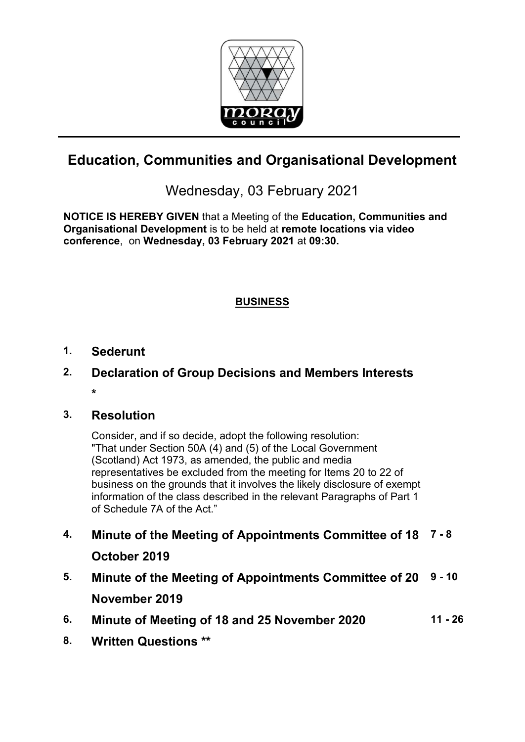# Education, Communities and Organisational Development

Wednesday, 03 February 2021

**NOTICE IS HEREBY GIVEN** that a Meeting of the **Education, Communities and Organisational Development** is to be held at **remote locations via video conference**, on **Wednesday, 03 February 2021** at **09:30.**

**BUSINESS**

**1. Sederunt**

**2. Declaration of Group Decisions and Members Interests \***

**3. Resolution**

Consider, and if so decide, adopt the following resolution: "That under Section 50A (4) and (5) of the Local Government (Scotland) Act 1973, as amended, the public and media representatives be excluded from the meeting for Items 20 to 22 of business on the grounds that it involves the likely disclosure of exempt information of the class described in the relevant Paragraphs of Part 1 of Schedule 7A of the Act."

**4. Minute of the Meeting of Appointments Committee of 18 October 2019** — **7 - 8**

**5. Minute of the Meeting of Appointments Committee of 20 November 2019** — **9 - 10**

**6. Minute of Meeting of 18 and 25 November 2020** — **11 - 26**

**8. Written Questions \*\***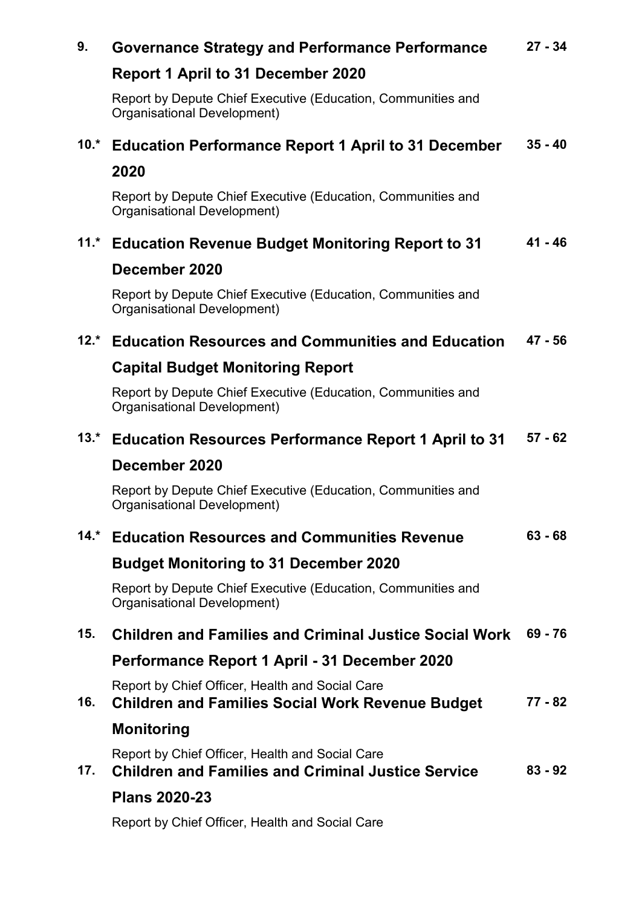| | | |
|---|---|---|
| **9.** | **Governance Strategy and Performance Performance Report 1 April to 31 December 2020**<br>Report by Depute Chief Executive (Education, Communities and Organisational Development) | **27 - 34** |
| **10.*** | **Education Performance Report 1 April to 31 December 2020**<br>Report by Depute Chief Executive (Education, Communities and Organisational Development) | **35 - 40** |
| **11.*** | **Education Revenue Budget Monitoring Report to 31 December 2020**<br>Report by Depute Chief Executive (Education, Communities and Organisational Development) | **41 - 46** |
| **12.*** | **Education Resources and Communities and Education Capital Budget Monitoring Report**<br>Report by Depute Chief Executive (Education, Communities and Organisational Development) | **47 - 56** |
| **13.*** | **Education Resources Performance Report 1 April to 31 December 2020**<br>Report by Depute Chief Executive (Education, Communities and Organisational Development) | **57 - 62** |
| **14.*** | **Education Resources and Communities Revenue Budget Monitoring to 31 December 2020**<br>Report by Depute Chief Executive (Education, Communities and Organisational Development) | **63 - 68** |
| **15.** | **Children and Families and Criminal Justice Social Work Performance Report 1 April - 31 December 2020**<br>Report by Chief Officer, Health and Social Care | **69 - 76** |
| **16.** | **Children and Families Social Work Revenue Budget Monitoring**<br>Report by Chief Officer, Health and Social Care | **77 - 82** |
| **17.** | **Children and Families and Criminal Justice Service Plans 2020-23**<br>Report by Chief Officer, Health and Social Care | **83 - 92** |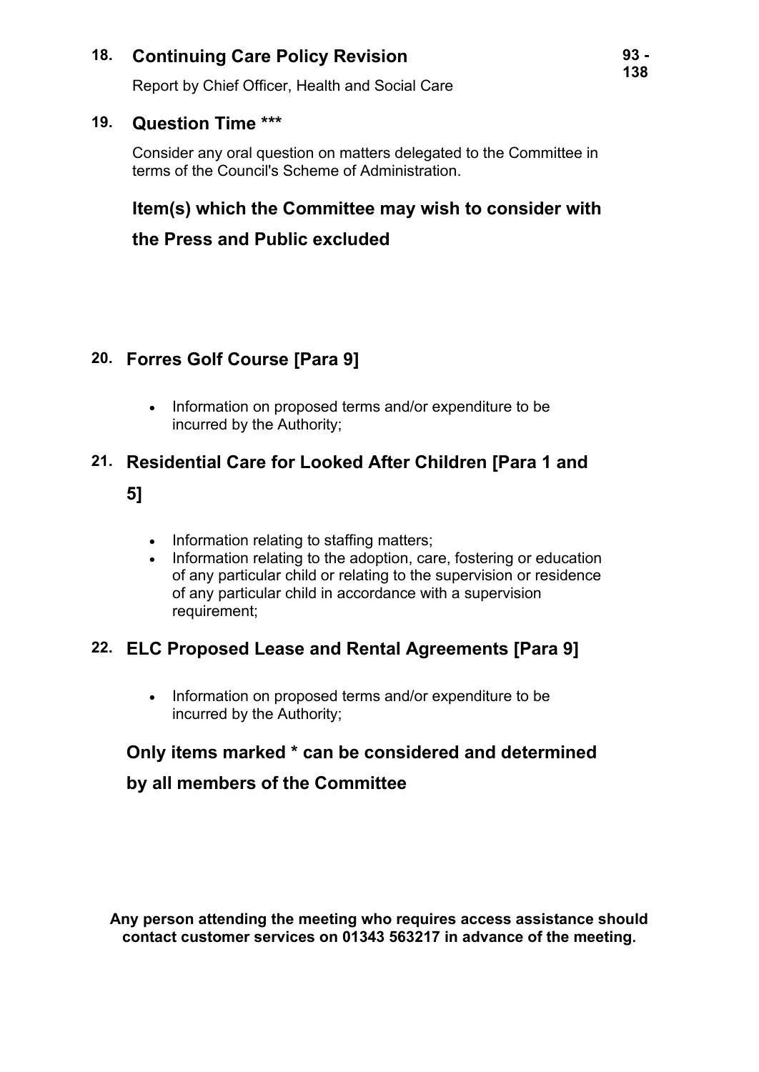**18. Continuing Care Policy Revision** — 93 - 138

Report by Chief Officer, Health and Social Care

**19. Question Time *****

Consider any oral question on matters delegated to the Committee in terms of the Council's Scheme of Administration.

**Item(s) which the Committee may wish to consider with the Press and Public excluded**

**20. Forres Golf Course [Para 9]**

- Information on proposed terms and/or expenditure to be incurred by the Authority;

**21. Residential Care for Looked After Children [Para 1 and 5]**

- Information relating to staffing matters;
- Information relating to the adoption, care, fostering or education of any particular child or relating to the supervision or residence of any particular child in accordance with a supervision requirement;

**22. ELC Proposed Lease and Rental Agreements [Para 9]**

- Information on proposed terms and/or expenditure to be incurred by the Authority;

**Only items marked * can be considered and determined by all members of the Committee**

**Any person attending the meeting who requires access assistance should contact customer services on 01343 563217 in advance of the meeting.**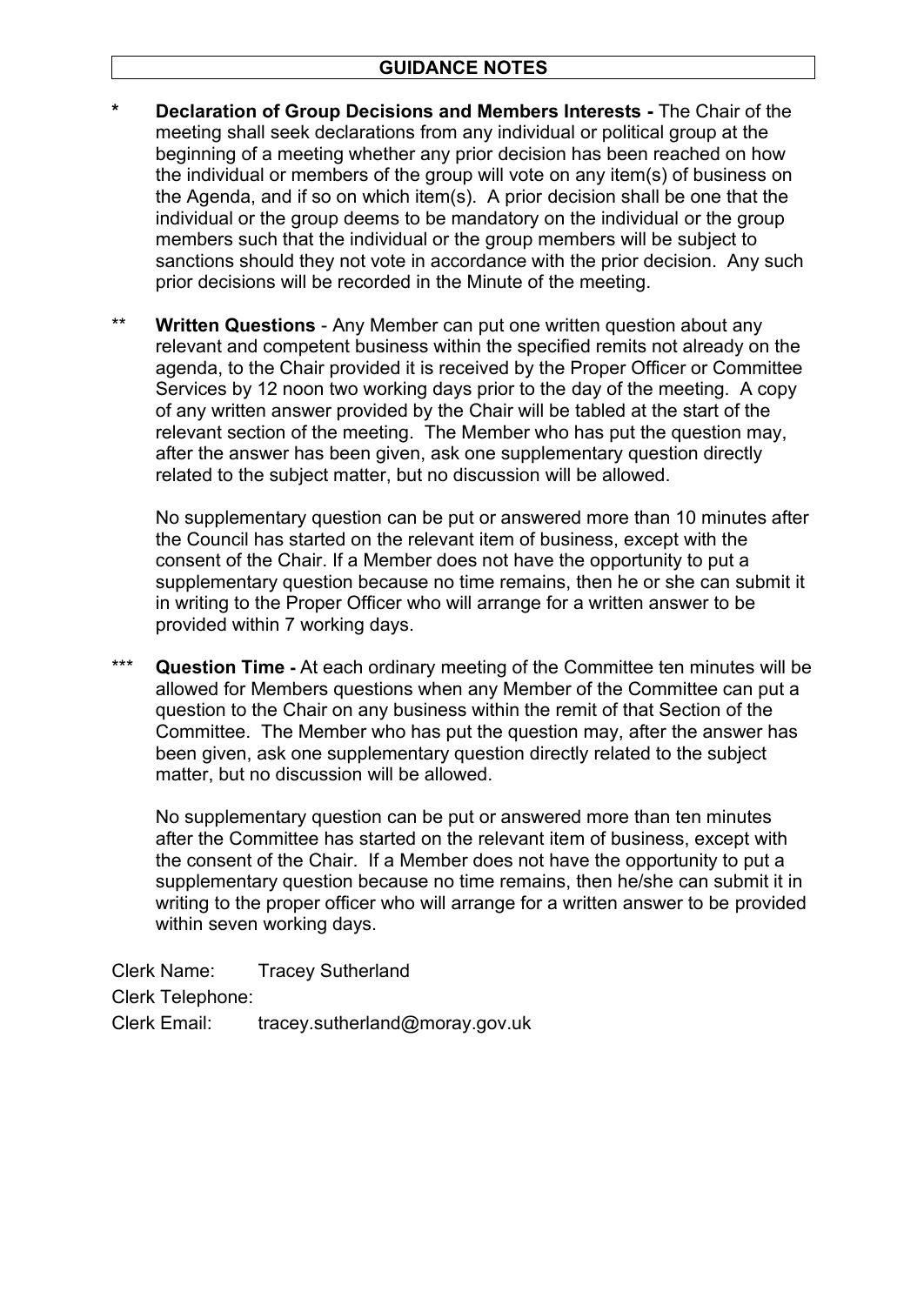## GUIDANCE NOTES

\* **Declaration of Group Decisions and Members Interests -** The Chair of the meeting shall seek declarations from any individual or political group at the beginning of a meeting whether any prior decision has been reached on how the individual or members of the group will vote on any item(s) of business on the Agenda, and if so on which item(s). A prior decision shall be one that the individual or the group deems to be mandatory on the individual or the group members such that the individual or the group members will be subject to sanctions should they not vote in accordance with the prior decision. Any such prior decisions will be recorded in the Minute of the meeting.

\*\* **Written Questions** - Any Member can put one written question about any relevant and competent business within the specified remits not already on the agenda, to the Chair provided it is received by the Proper Officer or Committee Services by 12 noon two working days prior to the day of the meeting. A copy of any written answer provided by the Chair will be tabled at the start of the relevant section of the meeting. The Member who has put the question may, after the answer has been given, ask one supplementary question directly related to the subject matter, but no discussion will be allowed.

No supplementary question can be put or answered more than 10 minutes after the Council has started on the relevant item of business, except with the consent of the Chair. If a Member does not have the opportunity to put a supplementary question because no time remains, then he or she can submit it in writing to the Proper Officer who will arrange for a written answer to be provided within 7 working days.

\*\*\* **Question Time -** At each ordinary meeting of the Committee ten minutes will be allowed for Members questions when any Member of the Committee can put a question to the Chair on any business within the remit of that Section of the Committee. The Member who has put the question may, after the answer has been given, ask one supplementary question directly related to the subject matter, but no discussion will be allowed.

No supplementary question can be put or answered more than ten minutes after the Committee has started on the relevant item of business, except with the consent of the Chair. If a Member does not have the opportunity to put a supplementary question because no time remains, then he/she can submit it in writing to the proper officer who will arrange for a written answer to be provided within seven working days.

Clerk Name: Tracey Sutherland
Clerk Telephone:
Clerk Email: tracey.sutherland@moray.gov.uk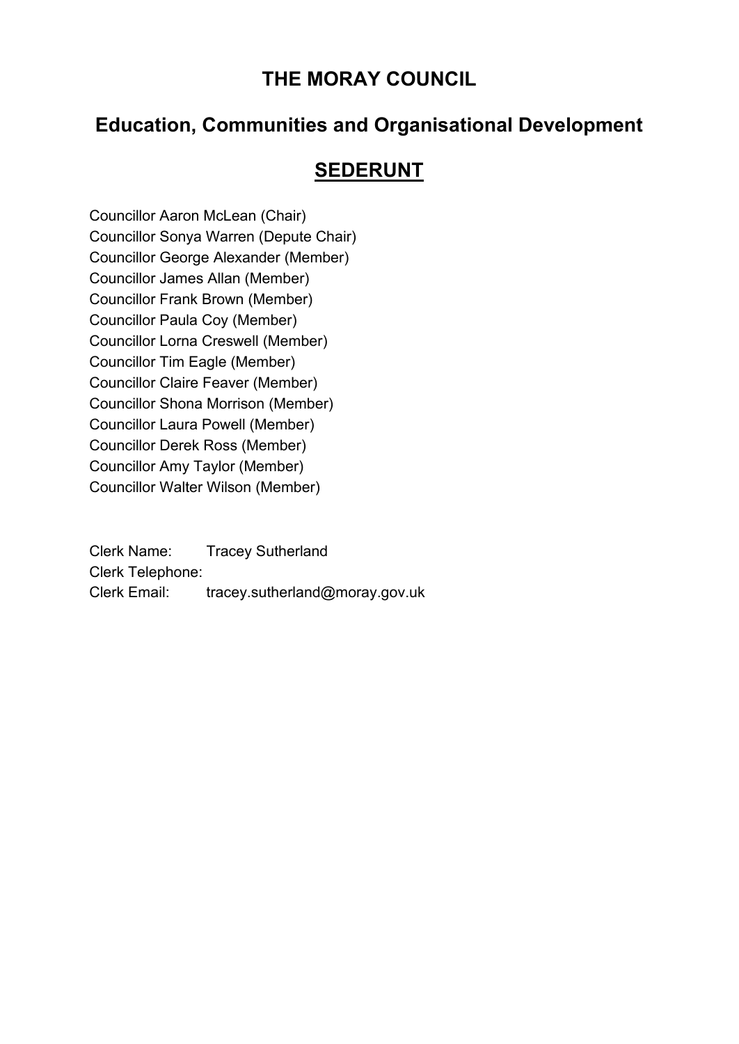# THE MORAY COUNCIL

## Education, Communities and Organisational Development

## **SEDERUNT**

Councillor Aaron McLean (Chair)
Councillor Sonya Warren (Depute Chair)
Councillor George Alexander (Member)
Councillor James Allan (Member)
Councillor Frank Brown (Member)
Councillor Paula Coy (Member)
Councillor Lorna Creswell (Member)
Councillor Tim Eagle (Member)
Councillor Claire Feaver (Member)
Councillor Shona Morrison (Member)
Councillor Laura Powell (Member)
Councillor Derek Ross (Member)
Councillor Amy Taylor (Member)
Councillor Walter Wilson (Member)

Clerk Name: Tracey Sutherland
Clerk Telephone:
Clerk Email: tracey.sutherland@moray.gov.uk